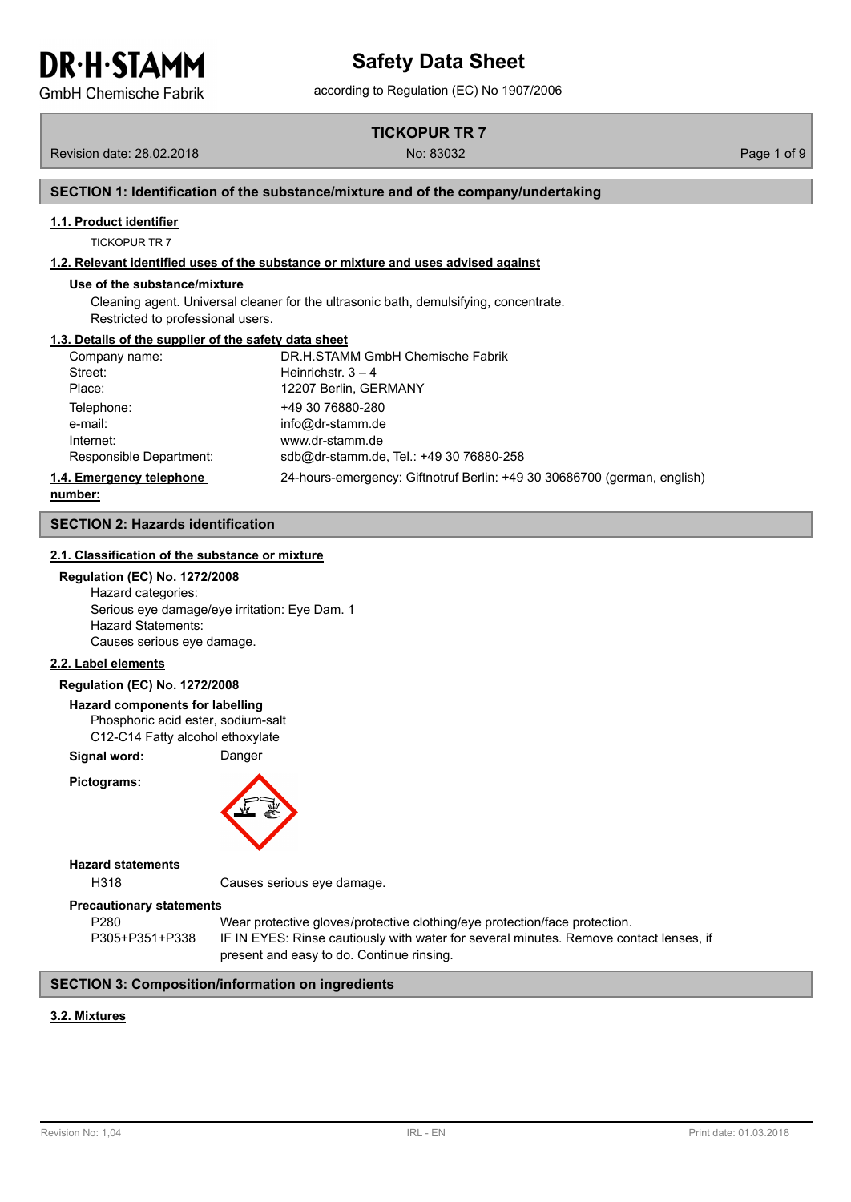DR·H·STAMM
GmbH Chemische Fabrik

# Safety Data Sheet

according to Regulation (EC) No 1907/2006

**TICKOPUR TR 7**

Revision date: 28.02.2018 | No: 83032

## SECTION 1: Identification of the substance/mixture and of the company/undertaking

### 1.1. Product identifier

TICKOPUR TR 7

### 1.2. Relevant identified uses of the substance or mixture and uses advised against

**Use of the substance/mixture**

Cleaning agent. Universal cleaner for the ultrasonic bath, demulsifying, concentrate.
Restricted to professional users.

### 1.3. Details of the supplier of the safety data sheet

| | |
|---|---|
| Company name: | DR.H.STAMM GmbH Chemische Fabrik |
| Street: | Heinrichstr. 3 – 4 |
| Place: | 12207 Berlin, GERMANY |
| Telephone: | +49 30 76880-280 |
| e-mail: | info@dr-stamm.de |
| Internet: | www.dr-stamm.de |
| Responsible Department: | sdb@dr-stamm.de, Tel.: +49 30 76880-258 |

### 1.4. Emergency telephone number:

24-hours-emergency: Giftnotruf Berlin: +49 30 30686700 (german, english)

## SECTION 2: Hazards identification

### 2.1. Classification of the substance or mixture

**Regulation (EC) No. 1272/2008**

Hazard categories:
Serious eye damage/eye irritation: Eye Dam. 1
Hazard Statements:
Causes serious eye damage.

### 2.2. Label elements

**Regulation (EC) No. 1272/2008**

**Hazard components for labelling**

Phosphoric acid ester, sodium-salt
C12-C14 Fatty alcohol ethoxylate

**Signal word:** Danger

**Pictograms:**

**Hazard statements**

| | |
|---|---|
| H318 | Causes serious eye damage. |

**Precautionary statements**

| | |
|---|---|
| P280 | Wear protective gloves/protective clothing/eye protection/face protection. |
| P305+P351+P338 | IF IN EYES: Rinse cautiously with water for several minutes. Remove contact lenses, if present and easy to do. Continue rinsing. |

## SECTION 3: Composition/information on ingredients

### 3.2. Mixtures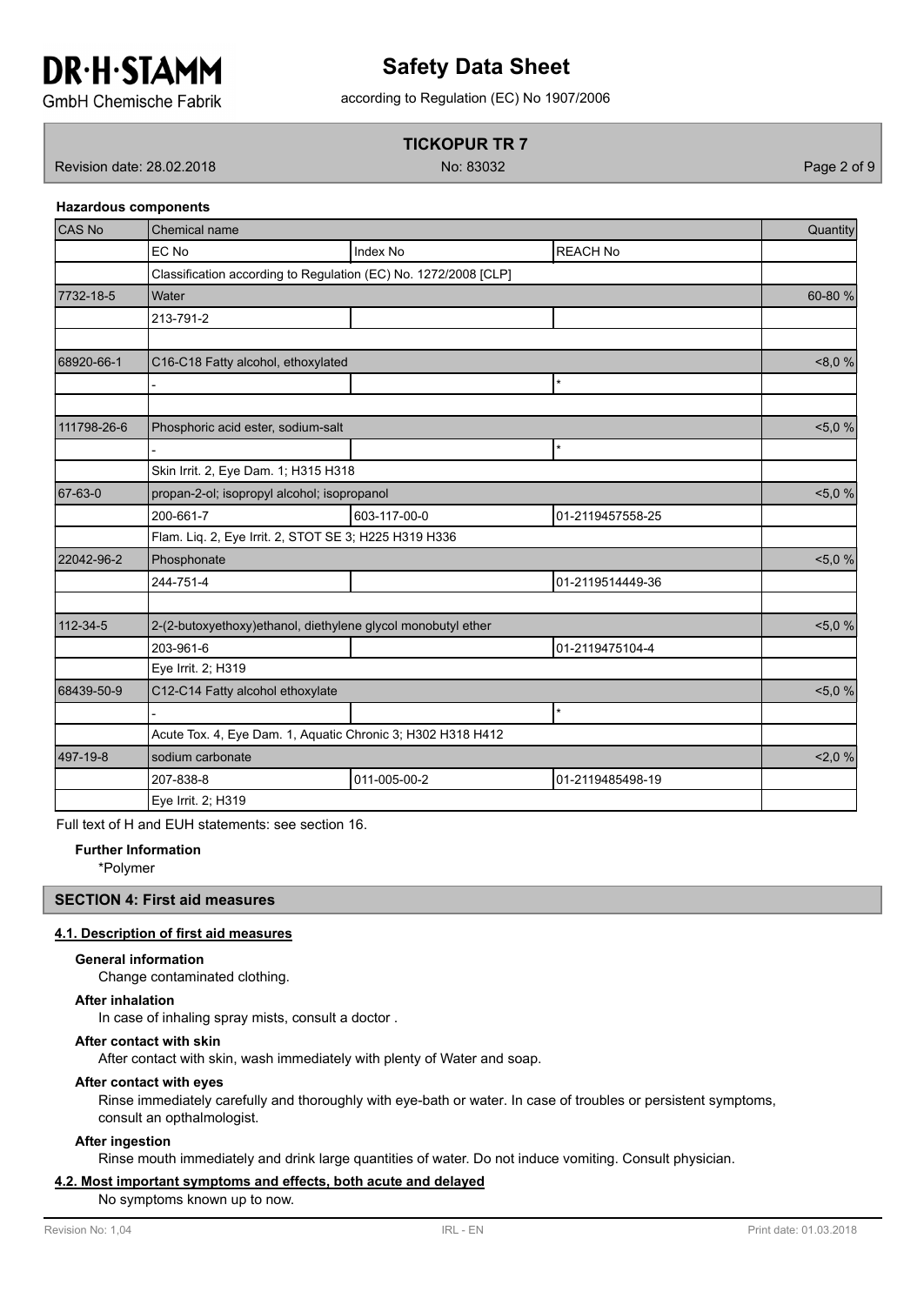### Hazardous components

| CAS No | Chemical name | | | Quantity |
|---|---|---|---|---|
| | EC No | Index No | REACH No | |
| | Classification according to Regulation (EC) No. 1272/2008 [CLP] | | | |
| 7732-18-5 | Water | | | 60-80 % |
| | 213-791-2 | | | |
| | | | | |
| 68920-66-1 | C16-C18 Fatty alcohol, ethoxylated | | | <8,0 % |
| | - | | * | |
| | | | | |
| 111798-26-6 | Phosphoric acid ester, sodium-salt | | | <5,0 % |
| | - | | * | |
| | Skin Irrit. 2, Eye Dam. 1; H315 H318 | | | |
| 67-63-0 | propan-2-ol; isopropyl alcohol; isopropanol | | | <5,0 % |
| | 200-661-7 | 603-117-00-0 | 01-2119457558-25 | |
| | Flam. Liq. 2, Eye Irrit. 2, STOT SE 3; H225 H319 H336 | | | |
| 22042-96-2 | Phosphonate | | | <5,0 % |
| | 244-751-4 | | 01-2119514449-36 | |
| | | | | |
| 112-34-5 | 2-(2-butoxyethoxy)ethanol, diethylene glycol monobutyl ether | | | <5,0 % |
| | 203-961-6 | | 01-2119475104-4 | |
| | Eye Irrit. 2; H319 | | | |
| 68439-50-9 | C12-C14 Fatty alcohol ethoxylate | | | <5,0 % |
| | - | | * | |
| | Acute Tox. 4, Eye Dam. 1, Aquatic Chronic 3; H302 H318 H412 | | | |
| 497-19-8 | sodium carbonate | | | <2,0 % |
| | 207-838-8 | 011-005-00-2 | 01-2119485498-19 | |
| | Eye Irrit. 2; H319 | | | |

Full text of H and EUH statements: see section 16.

**Further Information**

*Polymer

## SECTION 4: First aid measures

### 4.1. Description of first aid measures

**General information**

Change contaminated clothing.

**After inhalation**

In case of inhaling spray mists, consult a doctor .

**After contact with skin**

After contact with skin, wash immediately with plenty of Water and soap.

**After contact with eyes**

Rinse immediately carefully and thoroughly with eye-bath or water. In case of troubles or persistent symptoms, consult an opthalmologist.

**After ingestion**

Rinse mouth immediately and drink large quantities of water. Do not induce vomiting. Consult physician.

### 4.2. Most important symptoms and effects, both acute and delayed

No symptoms known up to now.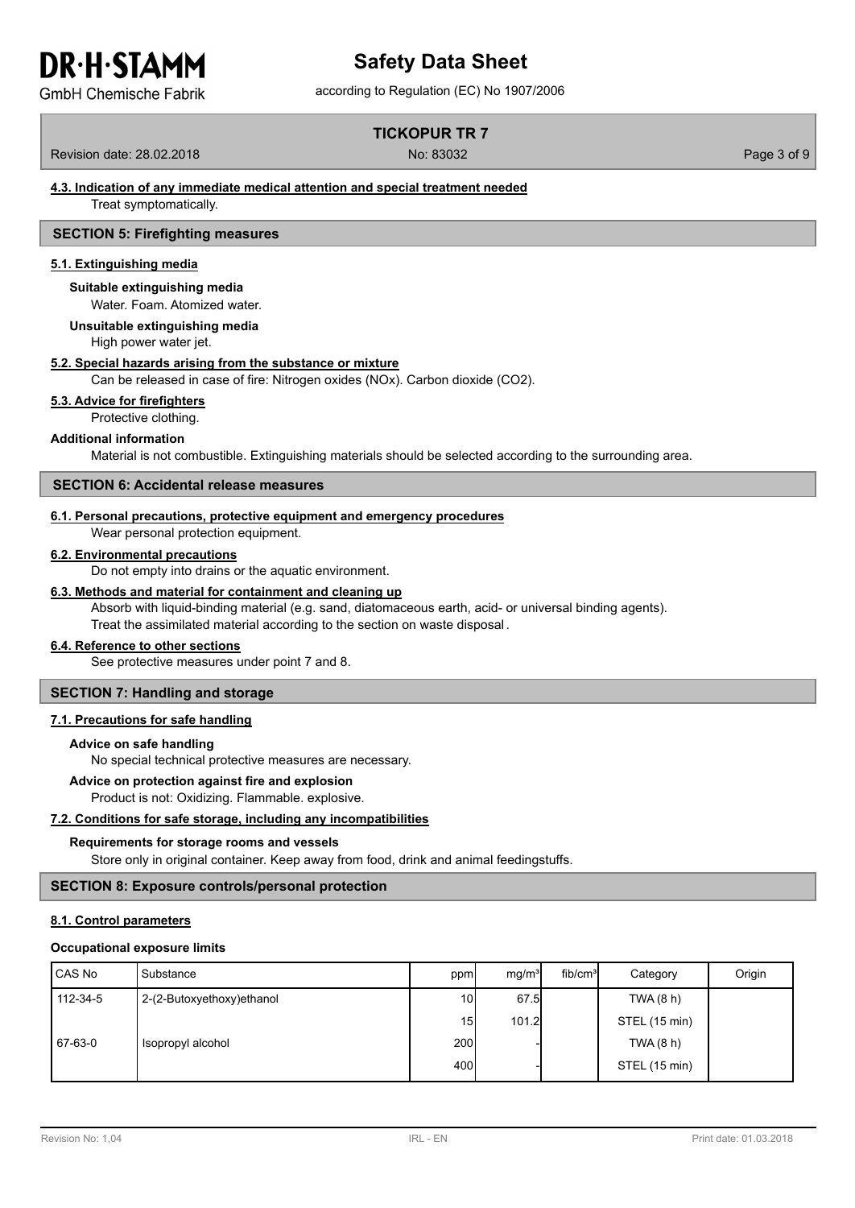#### 4.3. Indication of any immediate medical attention and special treatment needed

Treat symptomatically.

## SECTION 5: Firefighting measures

### 5.1. Extinguishing media

**Suitable extinguishing media**

Water. Foam. Atomized water.

**Unsuitable extinguishing media**

High power water jet.

### 5.2. Special hazards arising from the substance or mixture

Can be released in case of fire: Nitrogen oxides (NOx). Carbon dioxide ($CO_2$).

### 5.3. Advice for firefighters

Protective clothing.

**Additional information**

Material is not combustible. Extinguishing materials should be selected according to the surrounding area.

## SECTION 6: Accidental release measures

### 6.1. Personal precautions, protective equipment and emergency procedures

Wear personal protection equipment.

### 6.2. Environmental precautions

Do not empty into drains or the aquatic environment.

### 6.3. Methods and material for containment and cleaning up

Absorb with liquid-binding material (e.g. sand, diatomaceous earth, acid- or universal binding agents).
Treat the assimilated material according to the section on waste disposal.

### 6.4. Reference to other sections

See protective measures under point 7 and 8.

## SECTION 7: Handling and storage

### 7.1. Precautions for safe handling

**Advice on safe handling**

No special technical protective measures are necessary.

**Advice on protection against fire and explosion**

Product is not: Oxidizing. Flammable. explosive.

### 7.2. Conditions for safe storage, including any incompatibilities

**Requirements for storage rooms and vessels**

Store only in original container. Keep away from food, drink and animal feedingstuffs.

## SECTION 8: Exposure controls/personal protection

### 8.1. Control parameters

**Occupational exposure limits**

| CAS No | Substance | ppm | mg/m³ | fib/cm³ | Category | Origin |
|---|---|---|---|---|---|---|
| 112-34-5 | 2-(2-Butoxyethoxy)ethanol | 10 | 67.5 | | TWA (8 h) | |
| | | 15 | 101.2 | | STEL (15 min) | |
| 67-63-0 | Isopropyl alcohol | 200 | - | | TWA (8 h) | |
| | | 400 | - | | STEL (15 min) | |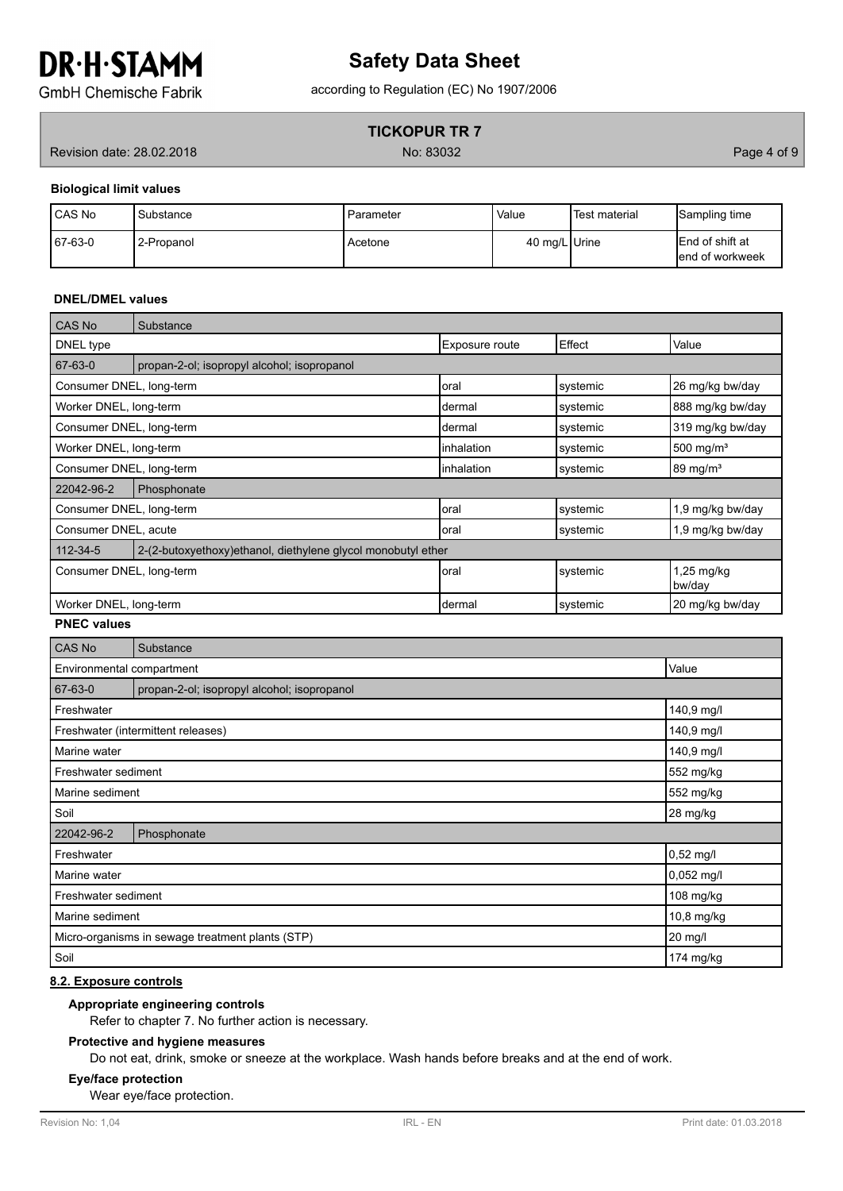#### Biological limit values

| CAS No | Substance | Parameter | Value | Test material | Sampling time |
|---|---|---|---|---|---|
| 67-63-0 | 2-Propanol | Acetone | 40 mg/L | Urine | End of shift at end of workweek |

#### DNEL/DMEL values

| CAS No | Substance | | |
|---|---|---|---|
| DNEL type | Exposure route | Effect | Value |
| 67-63-0 | propan-2-ol; isopropyl alcohol; isopropanol | | |
| Consumer DNEL, long-term | oral | systemic | 26 mg/kg bw/day |
| Worker DNEL, long-term | dermal | systemic | 888 mg/kg bw/day |
| Consumer DNEL, long-term | dermal | systemic | 319 mg/kg bw/day |
| Worker DNEL, long-term | inhalation | systemic | 500 mg/m³ |
| Consumer DNEL, long-term | inhalation | systemic | 89 mg/m³ |
| 22042-96-2 | Phosphonate | | |
| Consumer DNEL, long-term | oral | systemic | 1,9 mg/kg bw/day |
| Consumer DNEL, acute | oral | systemic | 1,9 mg/kg bw/day |
| 112-34-5 | 2-(2-butoxyethoxy)ethanol, diethylene glycol monobutyl ether | | |
| Consumer DNEL, long-term | oral | systemic | 1,25 mg/kg bw/day |
| Worker DNEL, long-term | dermal | systemic | 20 mg/kg bw/day |

#### PNEC values

| CAS No | Substance |
|---|---|
| Environmental compartment | Value |
| 67-63-0 | propan-2-ol; isopropyl alcohol; isopropanol |
| Freshwater | 140,9 mg/l |
| Freshwater (intermittent releases) | 140,9 mg/l |
| Marine water | 140,9 mg/l |
| Freshwater sediment | 552 mg/kg |
| Marine sediment | 552 mg/kg |
| Soil | 28 mg/kg |
| 22042-96-2 | Phosphonate |
| Freshwater | 0,52 mg/l |
| Marine water | 0,052 mg/l |
| Freshwater sediment | 108 mg/kg |
| Marine sediment | 10,8 mg/kg |
| Micro-organisms in sewage treatment plants (STP) | 20 mg/l |
| Soil | 174 mg/kg |

### 8.2. Exposure controls

#### Appropriate engineering controls

Refer to chapter 7. No further action is necessary.

#### Protective and hygiene measures

Do not eat, drink, smoke or sneeze at the workplace. Wash hands before breaks and at the end of work.

#### Eye/face protection

Wear eye/face protection.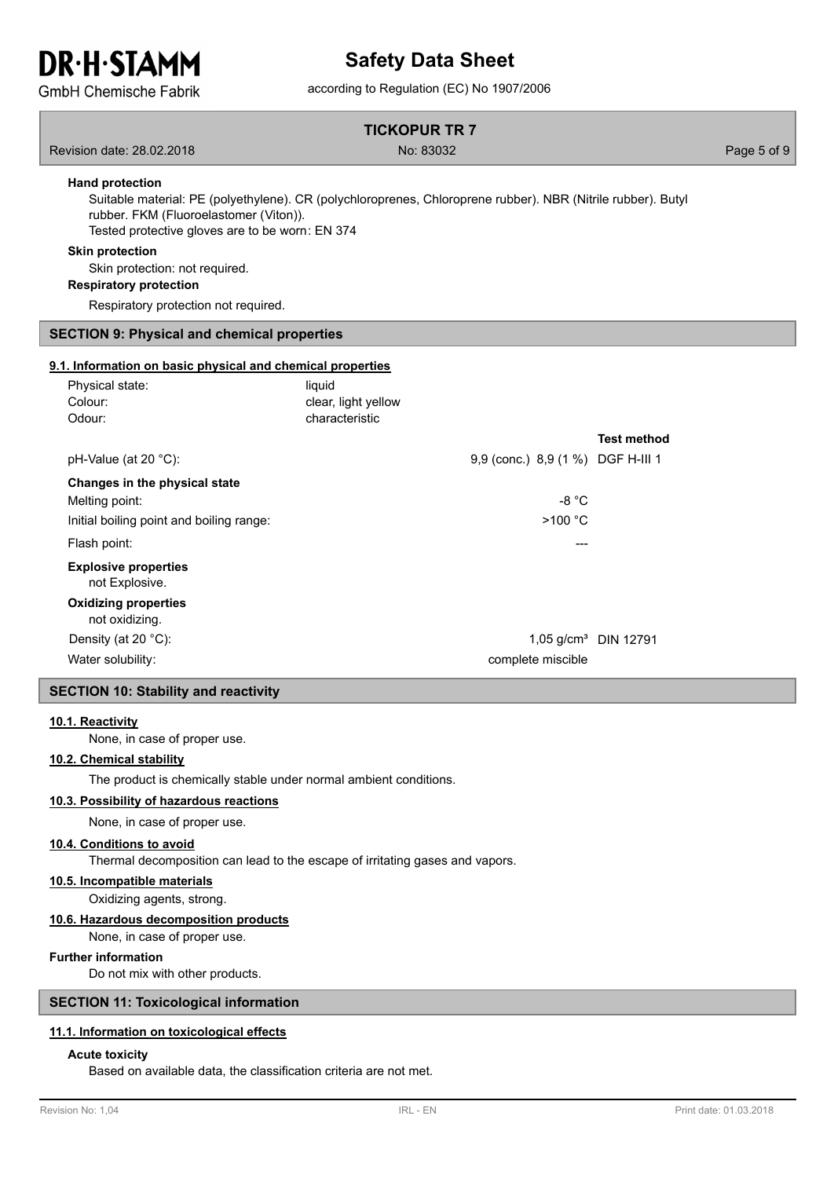### Hand protection

Suitable material: PE (polyethylene). CR (polychloroprenes, Chloroprene rubber). NBR (Nitrile rubber). Butyl rubber. FKM (Fluoroelastomer (Viton)).
Tested protective gloves are to be worn: EN 374

### Skin protection

Skin protection: not required.

### Respiratory protection

Respiratory protection not required.

## SECTION 9: Physical and chemical properties

### 9.1. Information on basic physical and chemical properties

| | | | |
|---|---|---|---|
| Physical state: | liquid | | |
| Colour: | clear, light yellow | | |
| Odour: | characteristic | | |
| | | | **Test method** |
| pH-Value (at 20 °C): | | 9,9 (conc.) 8,9 (1 %) | DGF H-III 1 |
| **Changes in the physical state** | | | |
| Melting point: | | -8 °C | |
| Initial boiling point and boiling range: | | >100 °C | |
| Flash point: | | --- | |
| **Explosive properties** | | | |
| not Explosive. | | | |
| **Oxidizing properties** | | | |
| not oxidizing. | | | |
| Density (at 20 °C): | | 1,05 g/cm³ | DIN 12791 |
| Water solubility: | | complete miscible | |

## SECTION 10: Stability and reactivity

### 10.1. Reactivity

None, in case of proper use.

### 10.2. Chemical stability

The product is chemically stable under normal ambient conditions.

### 10.3. Possibility of hazardous reactions

None, in case of proper use.

### 10.4. Conditions to avoid

Thermal decomposition can lead to the escape of irritating gases and vapors.

### 10.5. Incompatible materials

Oxidizing agents, strong.

### 10.6. Hazardous decomposition products

None, in case of proper use.

### Further information

Do not mix with other products.

## SECTION 11: Toxicological information

### 11.1. Information on toxicological effects

#### Acute toxicity

Based on available data, the classification criteria are not met.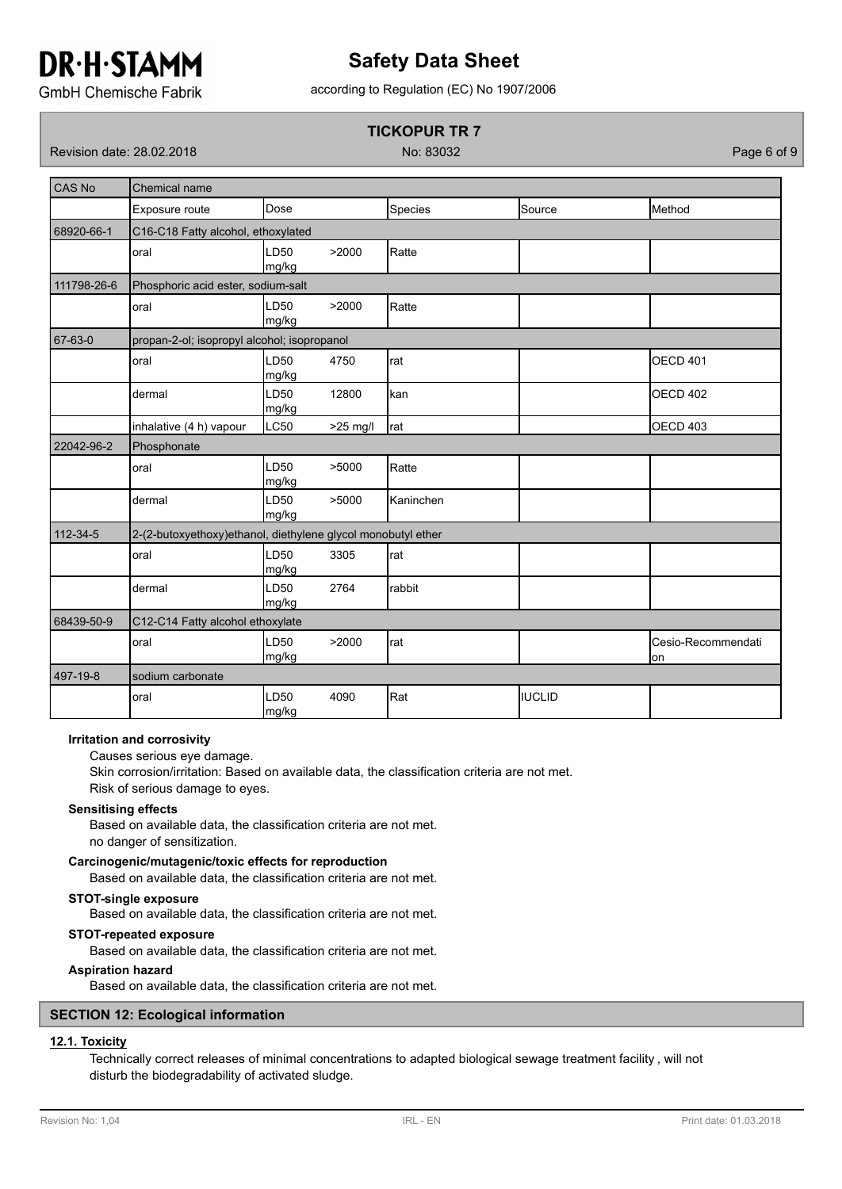| CAS No | Chemical name | | | | |
|---|---|---|---|---|---|
| | Exposure route | Dose | Species | Source | Method |
| 68920-66-1 | C16-C18 Fatty alcohol, ethoxylated | | | | |
| | oral | LD50 >2000 mg/kg | Ratte | | |
| 111798-26-6 | Phosphoric acid ester, sodium-salt | | | | |
| | oral | LD50 >2000 mg/kg | Ratte | | |
| 67-63-0 | propan-2-ol; isopropyl alcohol; isopropanol | | | | |
| | oral | LD50 4750 mg/kg | rat | | OECD 401 |
| | dermal | LD50 12800 mg/kg | kan | | OECD 402 |
| | inhalative (4 h) vapour | LC50 >25 mg/l | rat | | OECD 403 |
| 22042-96-2 | Phosphonate | | | | |
| | oral | LD50 >5000 mg/kg | Ratte | | |
| | dermal | LD50 >5000 mg/kg | Kaninchen | | |
| 112-34-5 | 2-(2-butoxyethoxy)ethanol, diethylene glycol monobutyl ether | | | | |
| | oral | LD50 3305 mg/kg | rat | | |
| | dermal | LD50 2764 mg/kg | rabbit | | |
| 68439-50-9 | C12-C14 Fatty alcohol ethoxylate | | | | |
| | oral | LD50 >2000 mg/kg | rat | | Cesio-Recommendation |
| 497-19-8 | sodium carbonate | | | | |
| | oral | LD50 4090 mg/kg | Rat | IUCLID | |

**Irritation and corrosivity**

Causes serious eye damage.
Skin corrosion/irritation: Based on available data, the classification criteria are not met.
Risk of serious damage to eyes.

**Sensitising effects**

Based on available data, the classification criteria are not met.
no danger of sensitization.

**Carcinogenic/mutagenic/toxic effects for reproduction**

Based on available data, the classification criteria are not met.

**STOT-single exposure**

Based on available data, the classification criteria are not met.

**STOT-repeated exposure**

Based on available data, the classification criteria are not met.

**Aspiration hazard**

Based on available data, the classification criteria are not met.

## SECTION 12: Ecological information

### 12.1. Toxicity

Technically correct releases of minimal concentrations to adapted biological sewage treatment facility , will not disturb the biodegradability of activated sludge.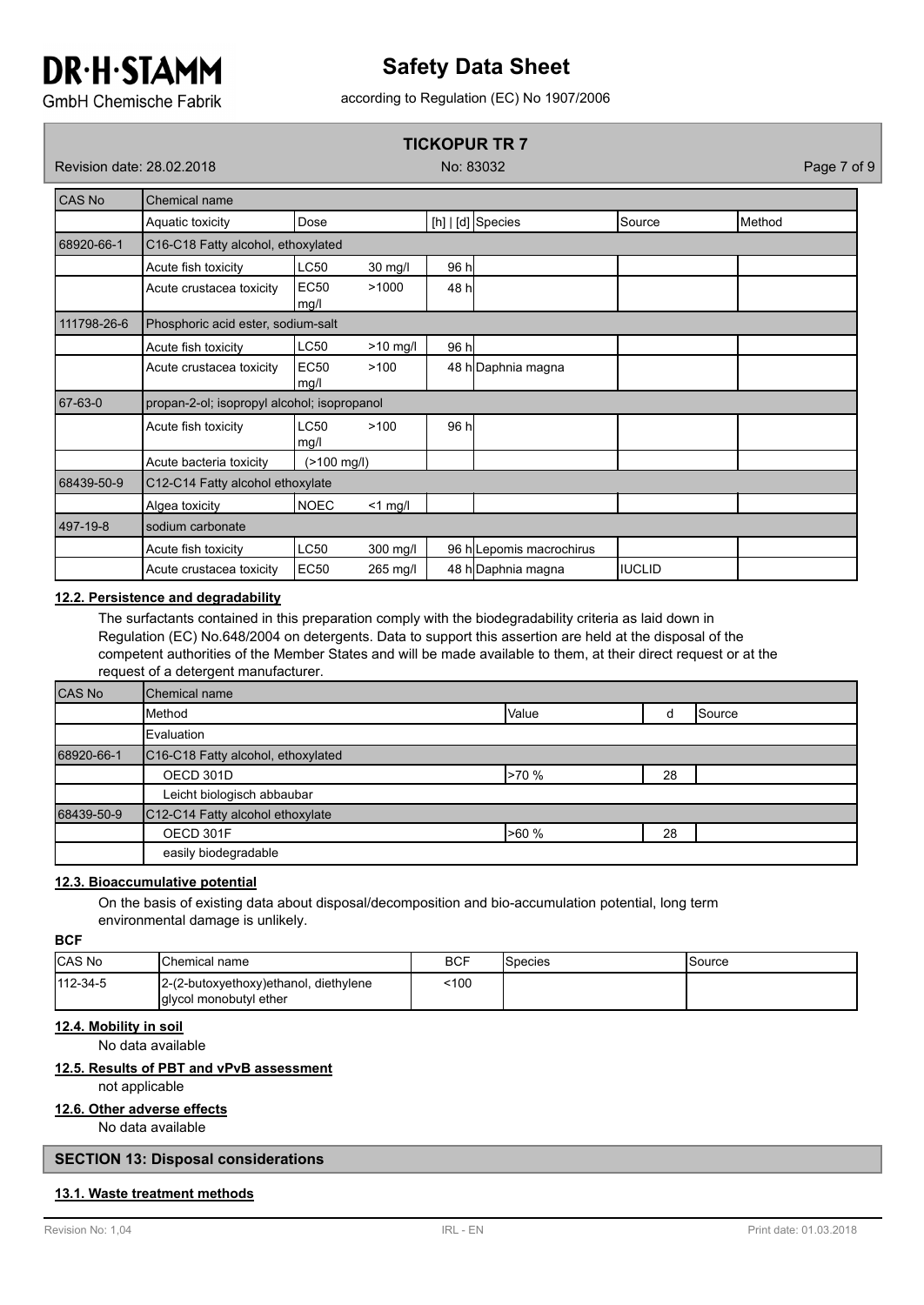| CAS No | Chemical name | | | | | |
|---|---|---|---|---|---|---|
| | Aquatic toxicity | Dose | | [h] \| [d] | Species | Source | Method |
| 68920-66-1 | C16-C18 Fatty alcohol, ethoxylated | | | | | | |
| | Acute fish toxicity | LC50 | 30 mg/l | 96 h | | | |
| | Acute crustacea toxicity | EC50 mg/l | >1000 | 48 h | | | |
| 111798-26-6 | Phosphoric acid ester, sodium-salt | | | | | | |
| | Acute fish toxicity | LC50 | >10 mg/l | 96 h | | | |
| | Acute crustacea toxicity | EC50 mg/l | >100 | 48 h | Daphnia magna | | |
| 67-63-0 | propan-2-ol; isopropyl alcohol; isopropanol | | | | | | |
| | Acute fish toxicity | LC50 mg/l | >100 | 96 h | | | |
| | Acute bacteria toxicity | (>100 mg/l) | | | | | |
| 68439-50-9 | C12-C14 Fatty alcohol ethoxylate | | | | | | |
| | Algea toxicity | NOEC | <1 mg/l | | | | |
| 497-19-8 | sodium carbonate | | | | | | |
| | Acute fish toxicity | LC50 | 300 mg/l | 96 h | Lepomis macrochirus | | |
| | Acute crustacea toxicity | EC50 | 265 mg/l | 48 h | Daphnia magna | IUCLID | |

### 12.2. Persistence and degradability

The surfactants contained in this preparation comply with the biodegradability criteria as laid down in Regulation (EC) No.648/2004 on detergents. Data to support this assertion are held at the disposal of the competent authorities of the Member States and will be made available to them, at their direct request or at the request of a detergent manufacturer.

| CAS No | Chemical name | | | |
|---|---|---|---|---|
| | Method | Value | d | Source |
| | Evaluation | | | |
| 68920-66-1 | C16-C18 Fatty alcohol, ethoxylated | | | |
| | OECD 301D | >70 % | 28 | |
| | Leicht biologisch abbaubar | | | |
| 68439-50-9 | C12-C14 Fatty alcohol ethoxylate | | | |
| | OECD 301F | >60 % | 28 | |
| | easily biodegradable | | | |

### 12.3. Bioaccumulative potential

On the basis of existing data about disposal/decomposition and bio-accumulation potential, long term environmental damage is unlikely.

**BCF**

| CAS No | Chemical name | BCF | Species | Source |
|---|---|---|---|---|
| 112-34-5 | 2-(2-butoxyethoxy)ethanol, diethylene glycol monobutyl ether | <100 | | |

### 12.4. Mobility in soil

No data available

### 12.5. Results of PBT and vPvB assessment

not applicable

### 12.6. Other adverse effects

No data available

## SECTION 13: Disposal considerations

### 13.1. Waste treatment methods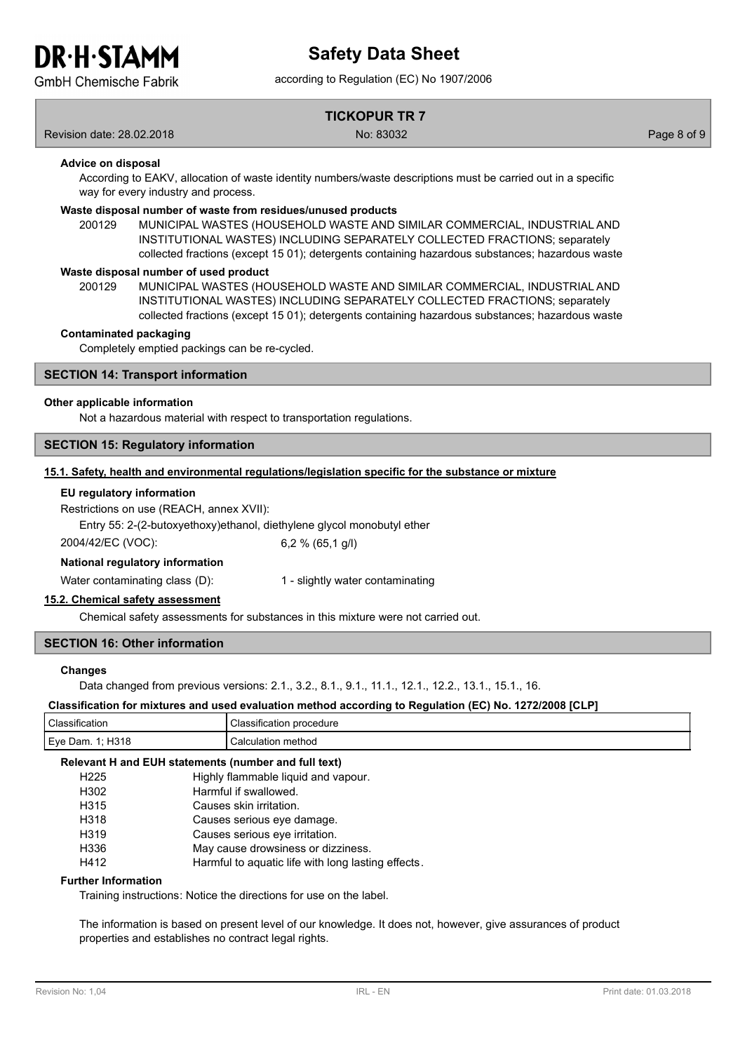**Advice on disposal**

According to EAKV, allocation of waste identity numbers/waste descriptions must be carried out in a specific way for every industry and process.

**Waste disposal number of waste from residues/unused products**

200129 MUNICIPAL WASTES (HOUSEHOLD WASTE AND SIMILAR COMMERCIAL, INDUSTRIAL AND INSTITUTIONAL WASTES) INCLUDING SEPARATELY COLLECTED FRACTIONS; separately collected fractions (except 15 01); detergents containing hazardous substances; hazardous waste

**Waste disposal number of used product**

200129 MUNICIPAL WASTES (HOUSEHOLD WASTE AND SIMILAR COMMERCIAL, INDUSTRIAL AND INSTITUTIONAL WASTES) INCLUDING SEPARATELY COLLECTED FRACTIONS; separately collected fractions (except 15 01); detergents containing hazardous substances; hazardous waste

**Contaminated packaging**

Completely emptied packings can be re-cycled.

## SECTION 14: Transport information

**Other applicable information**

Not a hazardous material with respect to transportation regulations.

## SECTION 15: Regulatory information

### 15.1. Safety, health and environmental regulations/legislation specific for the substance or mixture

**EU regulatory information**

Restrictions on use (REACH, annex XVII):

Entry 55: 2-(2-butoxyethoxy)ethanol, diethylene glycol monobutyl ether

2004/42/EC (VOC): 6,2 % (65,1 g/l)

**National regulatory information**

Water contaminating class (D): 1 - slightly water contaminating

### 15.2. Chemical safety assessment

Chemical safety assessments for substances in this mixture were not carried out.

## SECTION 16: Other information

**Changes**

Data changed from previous versions: 2.1., 3.2., 8.1., 9.1., 11.1., 12.1., 12.2., 13.1., 15.1., 16.

**Classification for mixtures and used evaluation method according to Regulation (EC) No. 1272/2008 [CLP]**

| Classification | Classification procedure |
|---|---|
| Eye Dam. 1; H318 | Calculation method |

**Relevant H and EUH statements (number and full text)**

| | |
|---|---|
| H225 | Highly flammable liquid and vapour. |
| H302 | Harmful if swallowed. |
| H315 | Causes skin irritation. |
| H318 | Causes serious eye damage. |
| H319 | Causes serious eye irritation. |
| H336 | May cause drowsiness or dizziness. |
| H412 | Harmful to aquatic life with long lasting effects. |

**Further Information**

Training instructions: Notice the directions for use on the label.

The information is based on present level of our knowledge. It does not, however, give assurances of product properties and establishes no contract legal rights.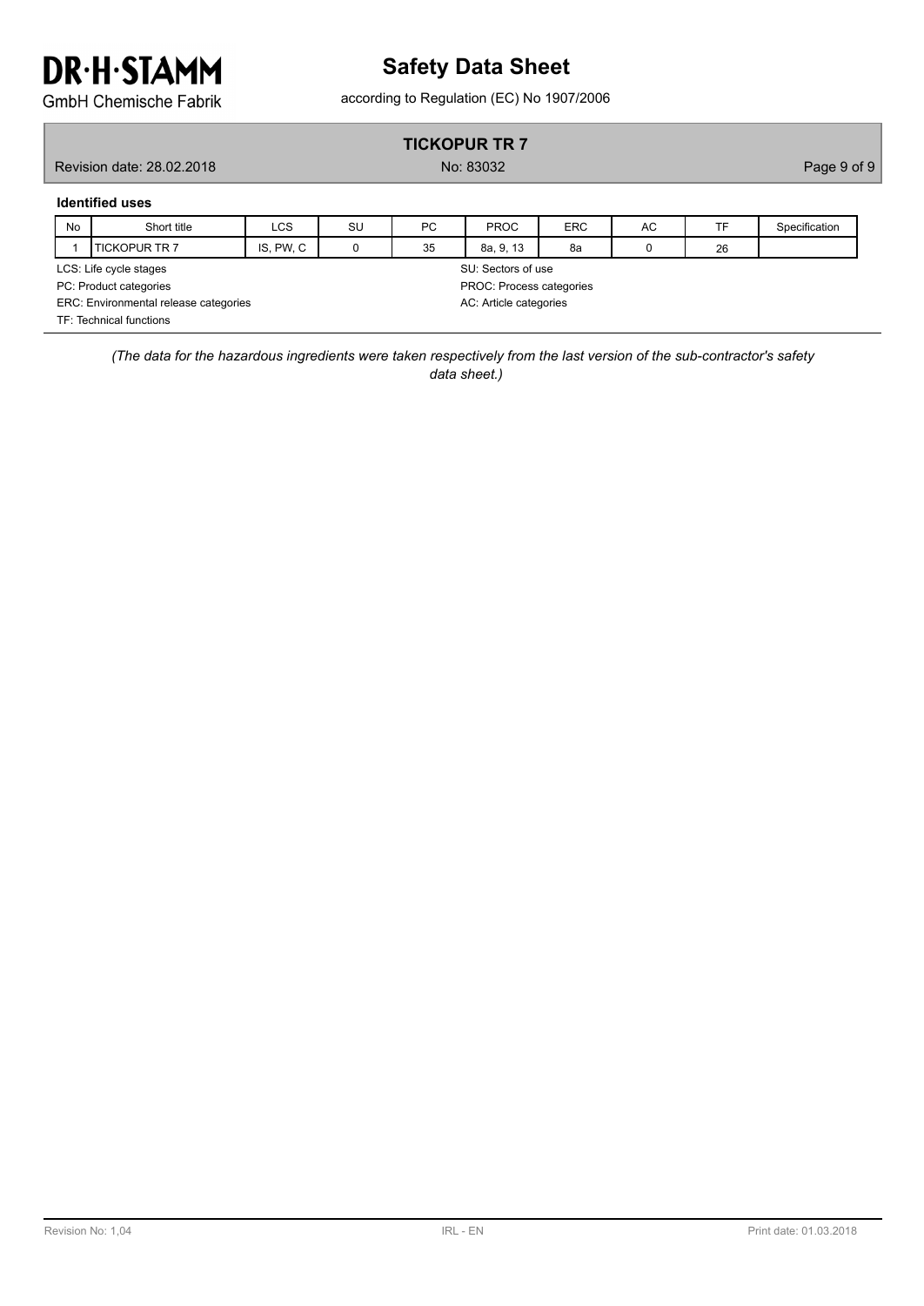**Identified uses**

| No | Short title | LCS | SU | PC | PROC | ERC | AC | TF | Specification |
|---|---|---|---|---|---|---|---|---|---|
| 1 | TICKOPUR TR 7 | IS, PW, C | 0 | 35 | 8a, 9, 13 | 8a | 0 | 26 | |

LCS: Life cycle stages
SU: Sectors of use
PC: Product categories
PROC: Process categories
ERC: Environmental release categories
AC: Article categories
TF: Technical functions

*(The data for the hazardous ingredients were taken respectively from the last version of the sub-contractor's safety data sheet.)*